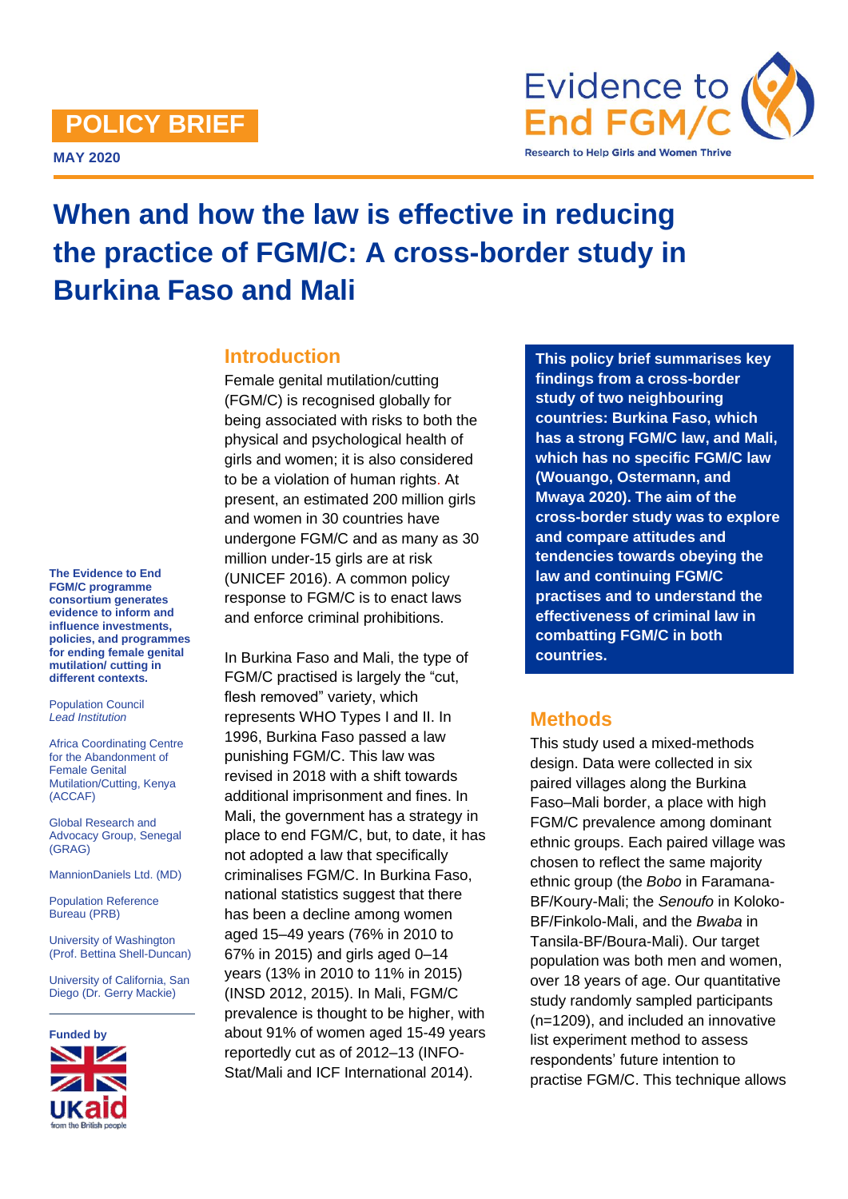POLICY BRIEF

MAY 2020

Evidence to End FGM/C

Research to Help Girls and Women Thrive

# When and how the law is effective in reducing the practice of FGM/C: A cross-border study in Burkina Faso and Mali

**The Evidence to End FGM/C programme consortium generates evidence to inform and influence investments, policies, and programmes for ending female genital mutilation/ cutting in different contexts.**

Population Council
*Lead Institution*

Africa Coordinating Centre for the Abandonment of Female Genital Mutilation/Cutting, Kenya (ACCAF)

Global Research and Advocacy Group, Senegal (GRAG)

MannionDaniels Ltd. (MD)

Population Reference Bureau (PRB)

University of Washington (Prof. Bettina Shell-Duncan)

University of California, San Diego (Dr. Gerry Mackie)

**Funded by**

UK aid from the British people

## Introduction

Female genital mutilation/cutting (FGM/C) is recognised globally for being associated with risks to both the physical and psychological health of girls and women; it is also considered to be a violation of human rights. At present, an estimated 200 million girls and women in 30 countries have undergone FGM/C and as many as 30 million under-15 girls are at risk (UNICEF 2016). A common policy response to FGM/C is to enact laws and enforce criminal prohibitions.

In Burkina Faso and Mali, the type of FGM/C practised is largely the "cut, flesh removed" variety, which represents WHO Types I and II. In 1996, Burkina Faso passed a law punishing FGM/C. This law was revised in 2018 with a shift towards additional imprisonment and fines. In Mali, the government has a strategy in place to end FGM/C, but, to date, it has not adopted a law that specifically criminalises FGM/C. In Burkina Faso, national statistics suggest that there has been a decline among women aged 15–49 years (76% in 2010 to 67% in 2015) and girls aged 0–14 years (13% in 2010 to 11% in 2015) (INSD 2012, 2015). In Mali, FGM/C prevalence is thought to be higher, with about 91% of women aged 15-49 years reportedly cut as of 2012–13 (INFO-Stat/Mali and ICF International 2014).

**This policy brief summarises key findings from a cross-border study of two neighbouring countries: Burkina Faso, which has a strong FGM/C law, and Mali, which has no specific FGM/C law (Wouango, Ostermann, and Mwaya 2020). The aim of the cross-border study was to explore and compare attitudes and tendencies towards obeying the law and continuing FGM/C practises and to understand the effectiveness of criminal law in combatting FGM/C in both countries.**

## Methods

This study used a mixed-methods design. Data were collected in six paired villages along the Burkina Faso–Mali border, a place with high FGM/C prevalence among dominant ethnic groups. Each paired village was chosen to reflect the same majority ethnic group (the *Bobo* in Faramana-BF/Koury-Mali; the *Senoufo* in Koloko-BF/Finkolo-Mali, and the *Bwaba* in Tansila-BF/Boura-Mali). Our target population was both men and women, over 18 years of age. Our quantitative study randomly sampled participants (n=1209), and included an innovative list experiment method to assess respondents' future intention to practise FGM/C. This technique allows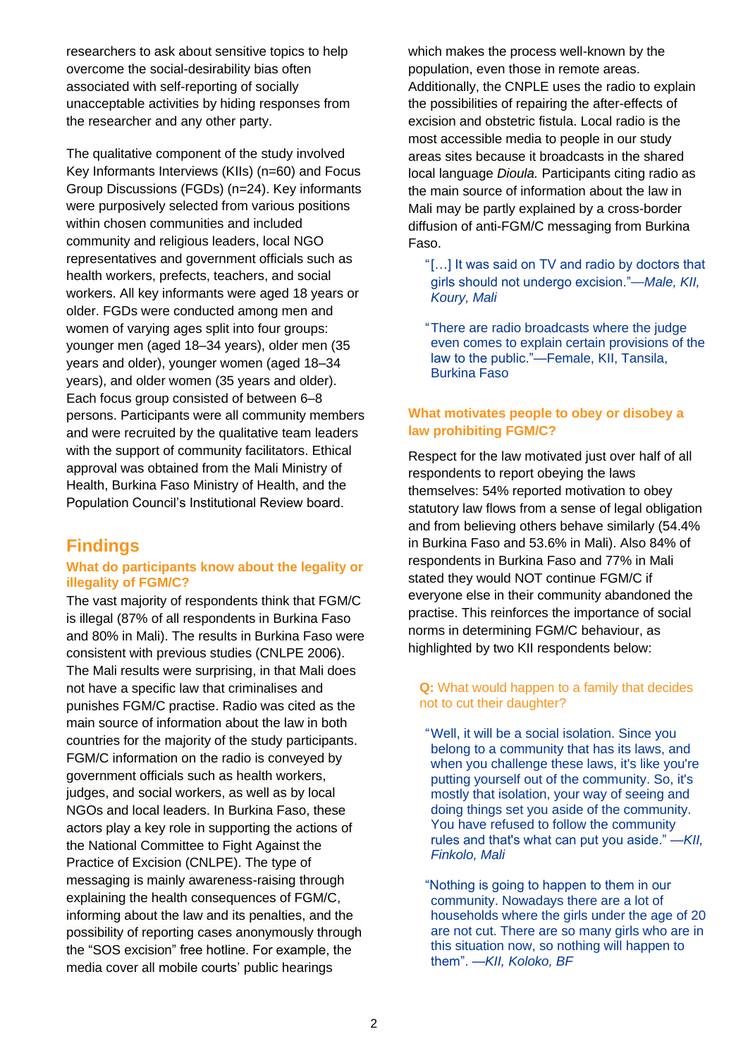researchers to ask about sensitive topics to help overcome the social-desirability bias often associated with self-reporting of socially unacceptable activities by hiding responses from the researcher and any other party.

The qualitative component of the study involved Key Informants Interviews (KIIs) (n=60) and Focus Group Discussions (FGDs) (n=24). Key informants were purposively selected from various positions within chosen communities and included community and religious leaders, local NGO representatives and government officials such as health workers, prefects, teachers, and social workers. All key informants were aged 18 years or older. FGDs were conducted among men and women of varying ages split into four groups: younger men (aged 18–34 years), older men (35 years and older), younger women (aged 18–34 years), and older women (35 years and older). Each focus group consisted of between 6–8 persons. Participants were all community members and were recruited by the qualitative team leaders with the support of community facilitators. Ethical approval was obtained from the Mali Ministry of Health, Burkina Faso Ministry of Health, and the Population Council's Institutional Review board.

## Findings

### What do participants know about the legality or illegality of FGM/C?

The vast majority of respondents think that FGM/C is illegal (87% of all respondents in Burkina Faso and 80% in Mali). The results in Burkina Faso were consistent with previous studies (CNLPE 2006). The Mali results were surprising, in that Mali does not have a specific law that criminalises and punishes FGM/C practise. Radio was cited as the main source of information about the law in both countries for the majority of the study participants. FGM/C information on the radio is conveyed by government officials such as health workers, judges, and social workers, as well as by local NGOs and local leaders. In Burkina Faso, these actors play a key role in supporting the actions of the National Committee to Fight Against the Practice of Excision (CNLPE). The type of messaging is mainly awareness-raising through explaining the health consequences of FGM/C, informing about the law and its penalties, and the possibility of reporting cases anonymously through the "SOS excision" free hotline. For example, the media cover all mobile courts' public hearings which makes the process well-known by the population, even those in remote areas. Additionally, the CNPLE uses the radio to explain the possibilities of repairing the after-effects of excision and obstetric fistula. Local radio is the most accessible media to people in our study areas sites because it broadcasts in the shared local language *Dioula.* Participants citing radio as the main source of information about the law in Mali may be partly explained by a cross-border diffusion of anti-FGM/C messaging from Burkina Faso.

> "[…] It was said on TV and radio by doctors that girls should not undergo excision."—*Male, KII, Koury, Mali*

> "There are radio broadcasts where the judge even comes to explain certain provisions of the law to the public."—Female, KII, Tansila, Burkina Faso

### What motivates people to obey or disobey a law prohibiting FGM/C?

Respect for the law motivated just over half of all respondents to report obeying the laws themselves: 54% reported motivation to obey statutory law flows from a sense of legal obligation and from believing others behave similarly (54.4% in Burkina Faso and 53.6% in Mali). Also 84% of respondents in Burkina Faso and 77% in Mali stated they would NOT continue FGM/C if everyone else in their community abandoned the practise. This reinforces the importance of social norms in determining FGM/C behaviour, as highlighted by two KII respondents below:

**Q:** What would happen to a family that decides not to cut their daughter?

> "Well, it will be a social isolation. Since you belong to a community that has its laws, and when you challenge these laws, it's like you're putting yourself out of the community. So, it's mostly that isolation, your way of seeing and doing things set you aside of the community. You have refused to follow the community rules and that's what can put you aside." —*KII, Finkolo, Mali*

> "Nothing is going to happen to them in our community. Nowadays there are a lot of households where the girls under the age of 20 are not cut. There are so many girls who are in this situation now, so nothing will happen to them". —*KII, Koloko, BF*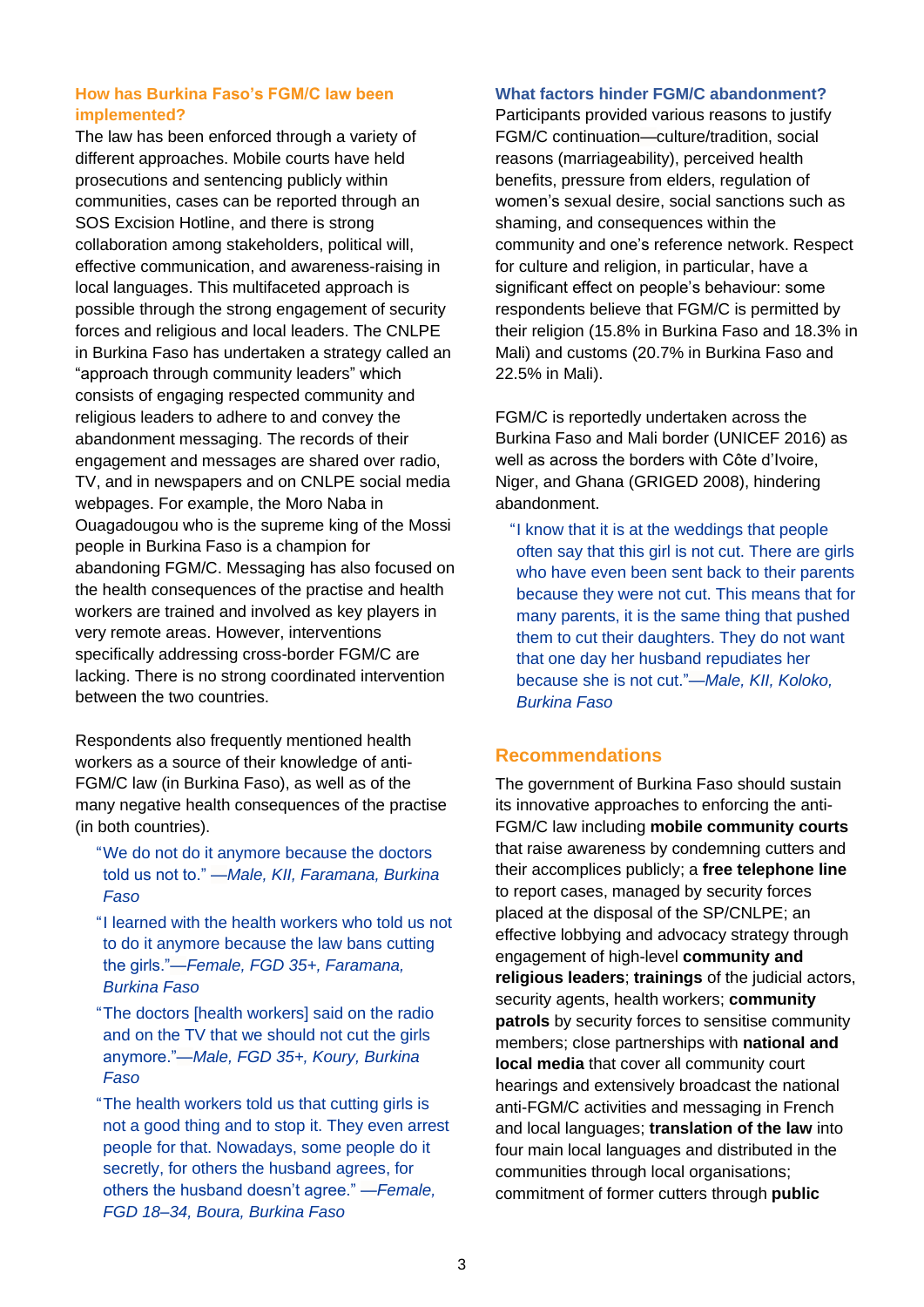### How has Burkina Faso's FGM/C law been implemented?

The law has been enforced through a variety of different approaches. Mobile courts have held prosecutions and sentencing publicly within communities, cases can be reported through an SOS Excision Hotline, and there is strong collaboration among stakeholders, political will, effective communication, and awareness-raising in local languages. This multifaceted approach is possible through the strong engagement of security forces and religious and local leaders. The CNLPE in Burkina Faso has undertaken a strategy called an "approach through community leaders" which consists of engaging respected community and religious leaders to adhere to and convey the abandonment messaging. The records of their engagement and messages are shared over radio, TV, and in newspapers and on CNLPE social media webpages. For example, the Moro Naba in Ouagadougou who is the supreme king of the Mossi people in Burkina Faso is a champion for abandoning FGM/C. Messaging has also focused on the health consequences of the practise and health workers are trained and involved as key players in very remote areas. However, interventions specifically addressing cross-border FGM/C are lacking. There is no strong coordinated intervention between the two countries.

Respondents also frequently mentioned health workers as a source of their knowledge of anti-FGM/C law (in Burkina Faso), as well as of the many negative health consequences of the practise (in both countries).

> "We do not do it anymore because the doctors told us not to." *—Male, KII, Faramana, Burkina Faso*

> "I learned with the health workers who told us not to do it anymore because the law bans cutting the girls."*—Female, FGD 35+, Faramana, Burkina Faso*

> "The doctors [health workers] said on the radio and on the TV that we should not cut the girls anymore."*—Male, FGD 35+, Koury, Burkina Faso*

> "The health workers told us that cutting girls is not a good thing and to stop it. They even arrest people for that. Nowadays, some people do it secretly, for others the husband agrees, for others the husband doesn't agree." *—Female, FGD 18–34, Boura, Burkina Faso*

### What factors hinder FGM/C abandonment?

Participants provided various reasons to justify FGM/C continuation—culture/tradition, social reasons (marriageability), perceived health benefits, pressure from elders, regulation of women's sexual desire, social sanctions such as shaming, and consequences within the community and one's reference network. Respect for culture and religion, in particular, have a significant effect on people's behaviour: some respondents believe that FGM/C is permitted by their religion (15.8% in Burkina Faso and 18.3% in Mali) and customs (20.7% in Burkina Faso and 22.5% in Mali).

FGM/C is reportedly undertaken across the Burkina Faso and Mali border (UNICEF 2016) as well as across the borders with Côte d'Ivoire, Niger, and Ghana (GRIGED 2008), hindering abandonment.

> "I know that it is at the weddings that people often say that this girl is not cut. There are girls who have even been sent back to their parents because they were not cut. This means that for many parents, it is the same thing that pushed them to cut their daughters. They do not want that one day her husband repudiates her because she is not cut."*—Male, KII, Koloko, Burkina Faso*

## Recommendations

The government of Burkina Faso should sustain its innovative approaches to enforcing the anti-FGM/C law including **mobile community courts** that raise awareness by condemning cutters and their accomplices publicly; a **free telephone line** to report cases, managed by security forces placed at the disposal of the SP/CNLPE; an effective lobbying and advocacy strategy through engagement of high-level **community and religious leaders**; **trainings** of the judicial actors, security agents, health workers; **community patrols** by security forces to sensitise community members; close partnerships with **national and local media** that cover all community court hearings and extensively broadcast the national anti-FGM/C activities and messaging in French and local languages; **translation of the law** into four main local languages and distributed in the communities through local organisations; commitment of former cutters through **public**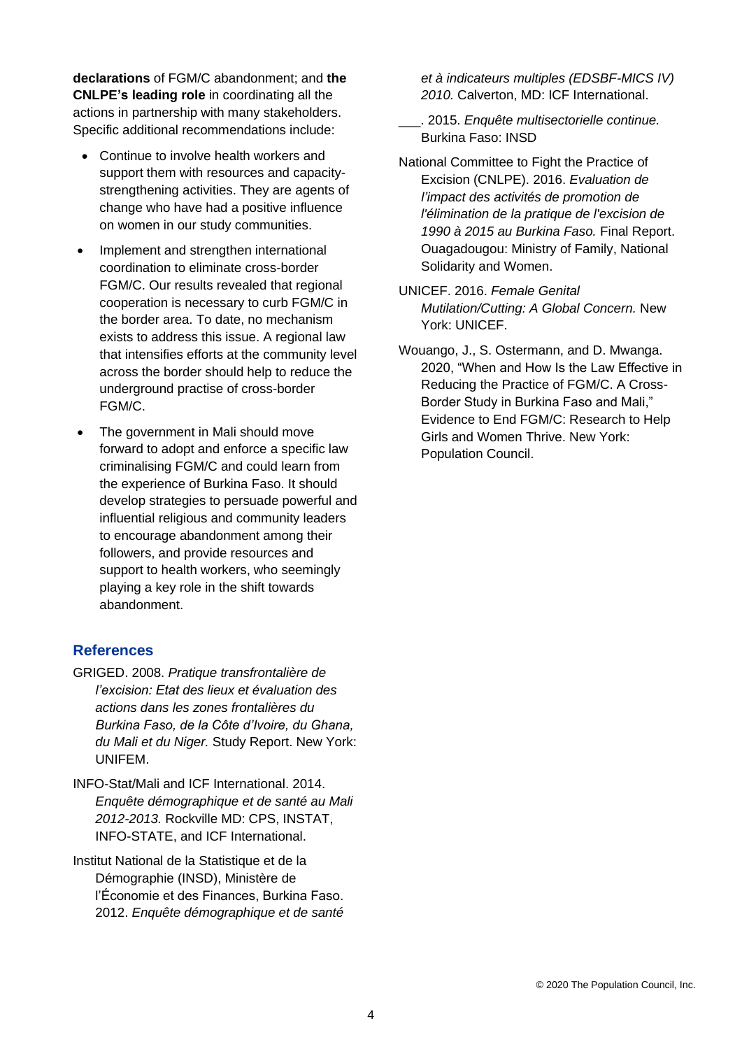**declarations** of FGM/C abandonment; and **the CNLPE's leading role** in coordinating all the actions in partnership with many stakeholders. Specific additional recommendations include:

- Continue to involve health workers and support them with resources and capacity-strengthening activities. They are agents of change who have had a positive influence on women in our study communities.
- Implement and strengthen international coordination to eliminate cross-border FGM/C. Our results revealed that regional cooperation is necessary to curb FGM/C in the border area. To date, no mechanism exists to address this issue. A regional law that intensifies efforts at the community level across the border should help to reduce the underground practise of cross-border FGM/C.
- The government in Mali should move forward to adopt and enforce a specific law criminalising FGM/C and could learn from the experience of Burkina Faso. It should develop strategies to persuade powerful and influential religious and community leaders to encourage abandonment among their followers, and provide resources and support to health workers, who seemingly playing a key role in the shift towards abandonment.

## References

GRIGED. 2008. *Pratique transfrontalière de l'excision: Etat des lieux et évaluation des actions dans les zones frontalières du Burkina Faso, de la Côte d'Ivoire, du Ghana, du Mali et du Niger.* Study Report. New York: UNIFEM.

INFO-Stat/Mali and ICF International. 2014. *Enquête démographique et de santé au Mali 2012-2013.* Rockville MD: CPS, INSTAT, INFO-STATE, and ICF International.

Institut National de la Statistique et de la Démographie (INSD), Ministère de l'Économie et des Finances, Burkina Faso. 2012. *Enquête démographique et de santé et à indicateurs multiples (EDSBF-MICS IV) 2010.* Calverton, MD: ICF International.

___. 2015. *Enquête multisectorielle continue.* Burkina Faso: INSD

National Committee to Fight the Practice of Excision (CNLPE). 2016. *Evaluation de l'impact des activités de promotion de l'élimination de la pratique de l'excision de 1990 à 2015 au Burkina Faso.* Final Report. Ouagadougou: Ministry of Family, National Solidarity and Women.

UNICEF. 2016. *Female Genital Mutilation/Cutting: A Global Concern.* New York: UNICEF.

Wouango, J., S. Ostermann, and D. Mwanga. 2020, "When and How Is the Law Effective in Reducing the Practice of FGM/C. A Cross-Border Study in Burkina Faso and Mali," Evidence to End FGM/C: Research to Help Girls and Women Thrive. New York: Population Council.

© 2020 The Population Council, Inc.